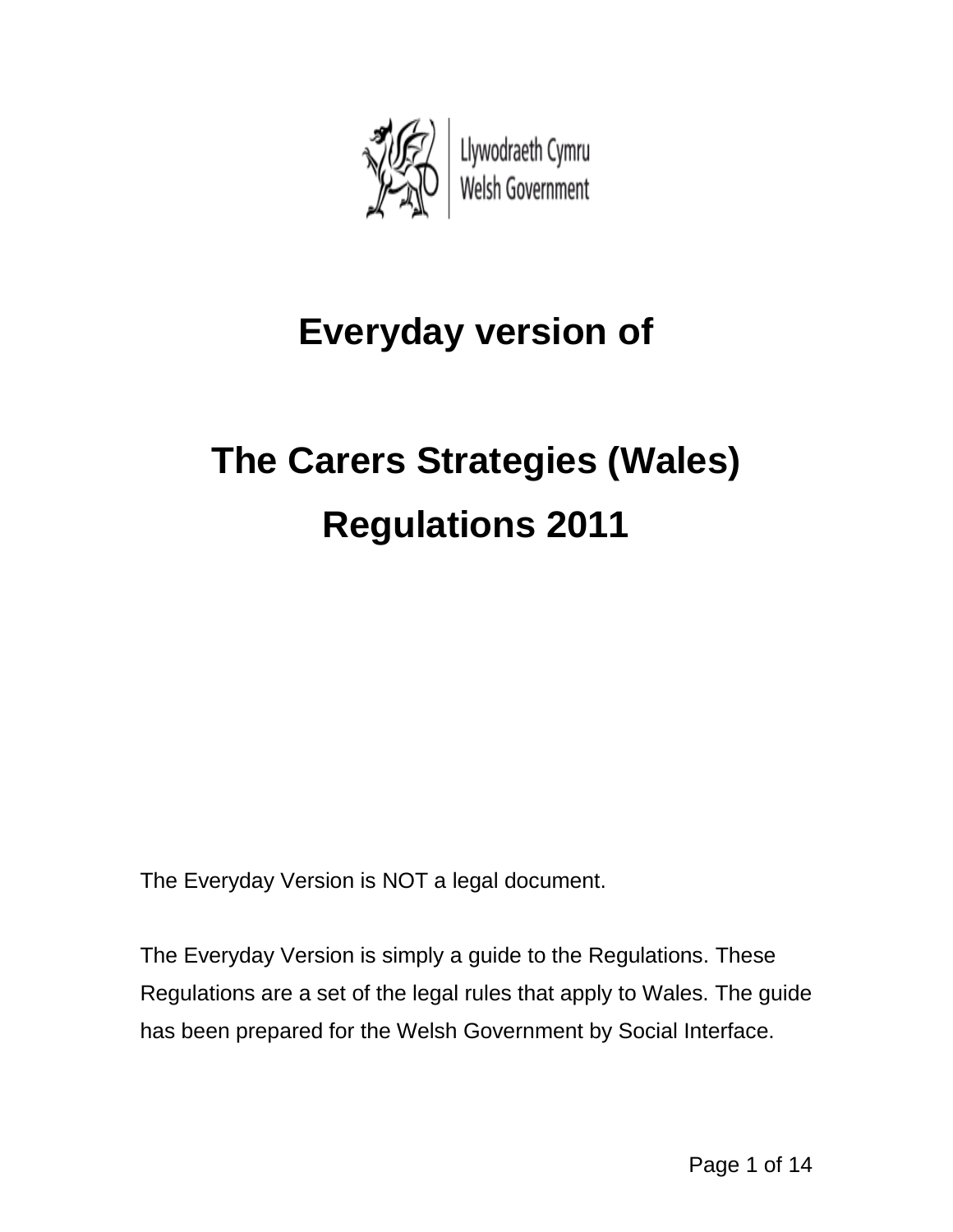Llywodraeth Cymru
Welsh Government

# Everyday version of

# The Carers Strategies (Wales) Regulations 2011

The Everyday Version is NOT a legal document.

The Everyday Version is simply a guide to the Regulations. These Regulations are a set of the legal rules that apply to Wales. The guide has been prepared for the Welsh Government by Social Interface.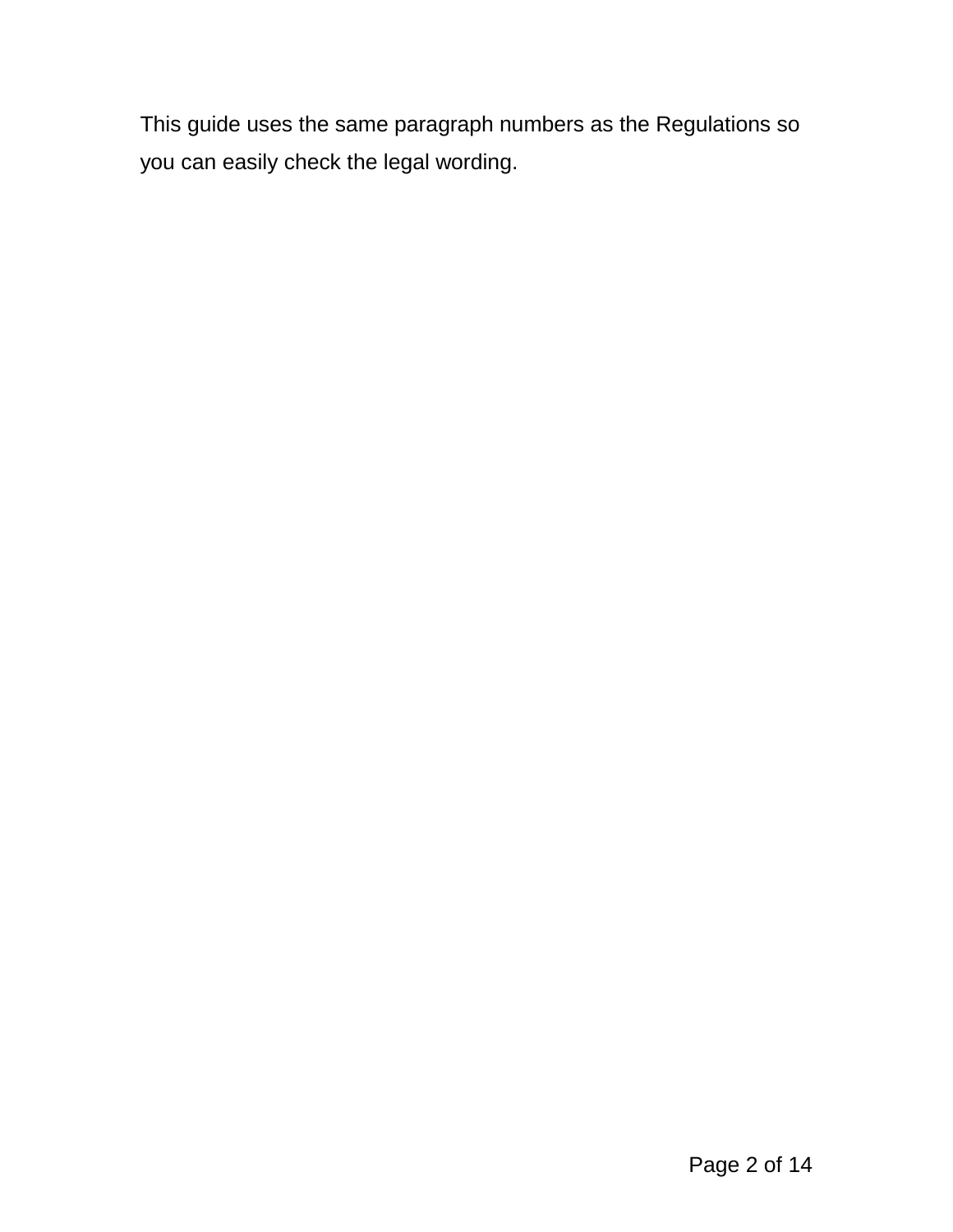This guide uses the same paragraph numbers as the Regulations so you can easily check the legal wording.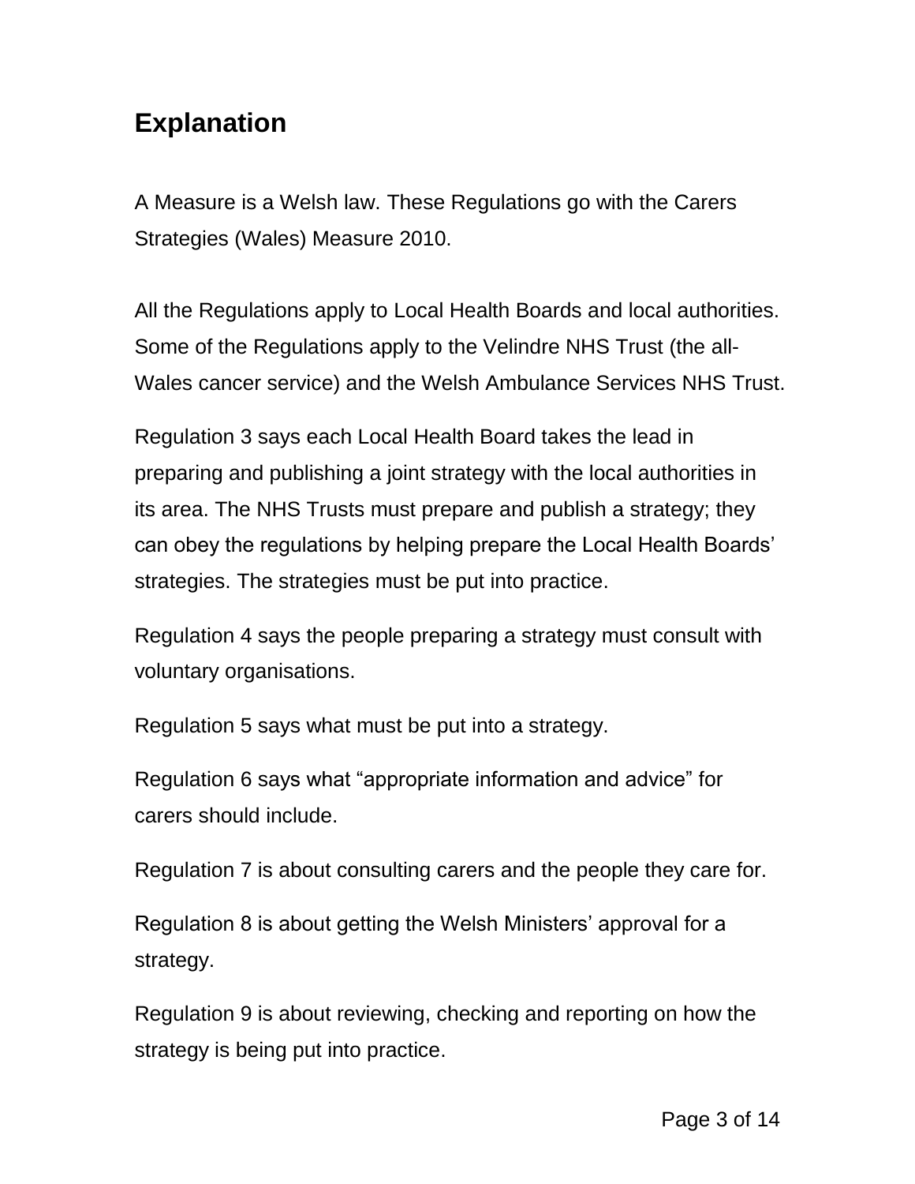## Explanation

A Measure is a Welsh law. These Regulations go with the Carers Strategies (Wales) Measure 2010.

All the Regulations apply to Local Health Boards and local authorities. Some of the Regulations apply to the Velindre NHS Trust (the all-Wales cancer service) and the Welsh Ambulance Services NHS Trust.

Regulation 3 says each Local Health Board takes the lead in preparing and publishing a joint strategy with the local authorities in its area. The NHS Trusts must prepare and publish a strategy; they can obey the regulations by helping prepare the Local Health Boards' strategies. The strategies must be put into practice.

Regulation 4 says the people preparing a strategy must consult with voluntary organisations.

Regulation 5 says what must be put into a strategy.

Regulation 6 says what "appropriate information and advice" for carers should include.

Regulation 7 is about consulting carers and the people they care for.

Regulation 8 is about getting the Welsh Ministers' approval for a strategy.

Regulation 9 is about reviewing, checking and reporting on how the strategy is being put into practice.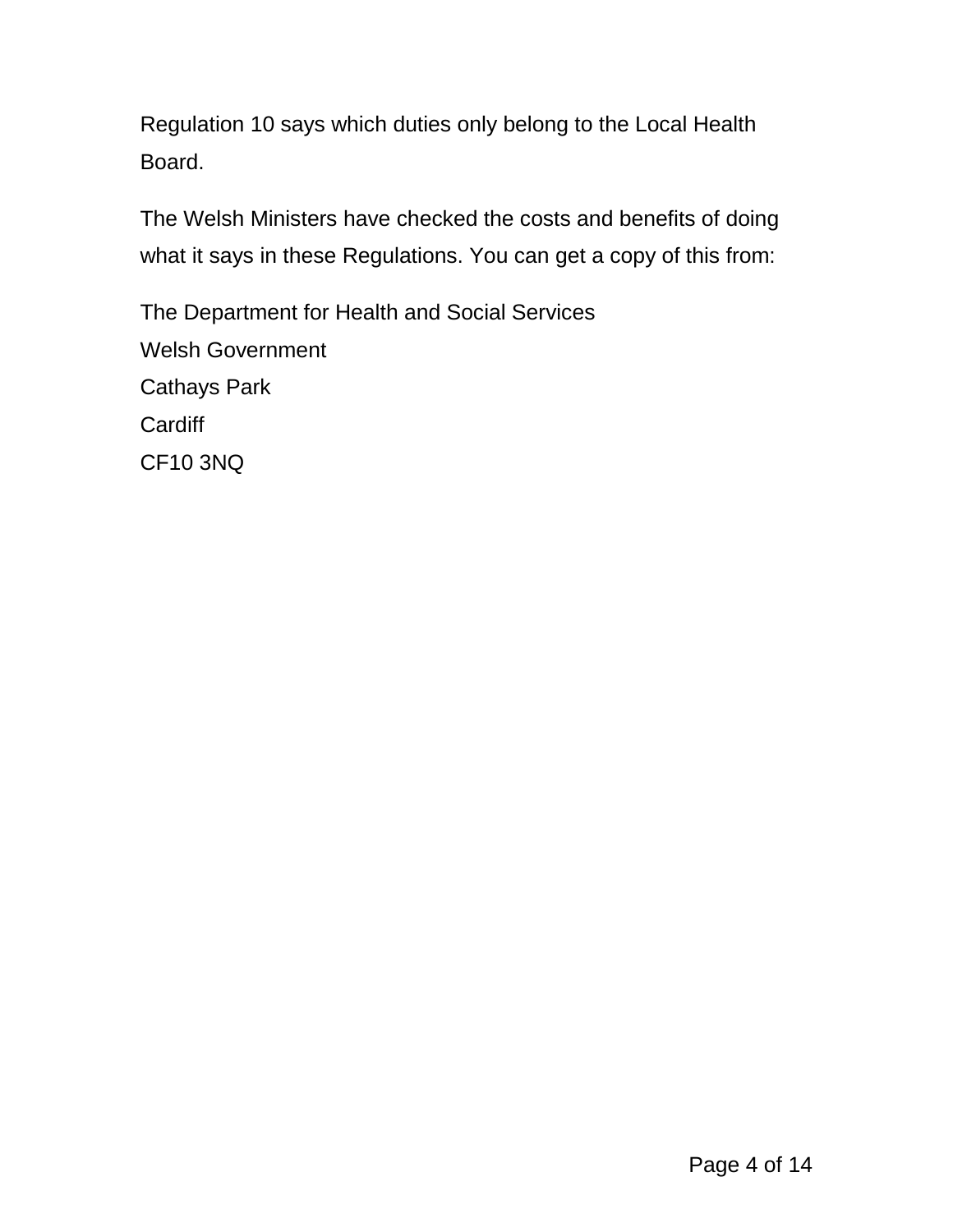Regulation 10 says which duties only belong to the Local Health Board.

The Welsh Ministers have checked the costs and benefits of doing what it says in these Regulations. You can get a copy of this from:

The Department for Health and Social Services
Welsh Government
Cathays Park
Cardiff
CF10 3NQ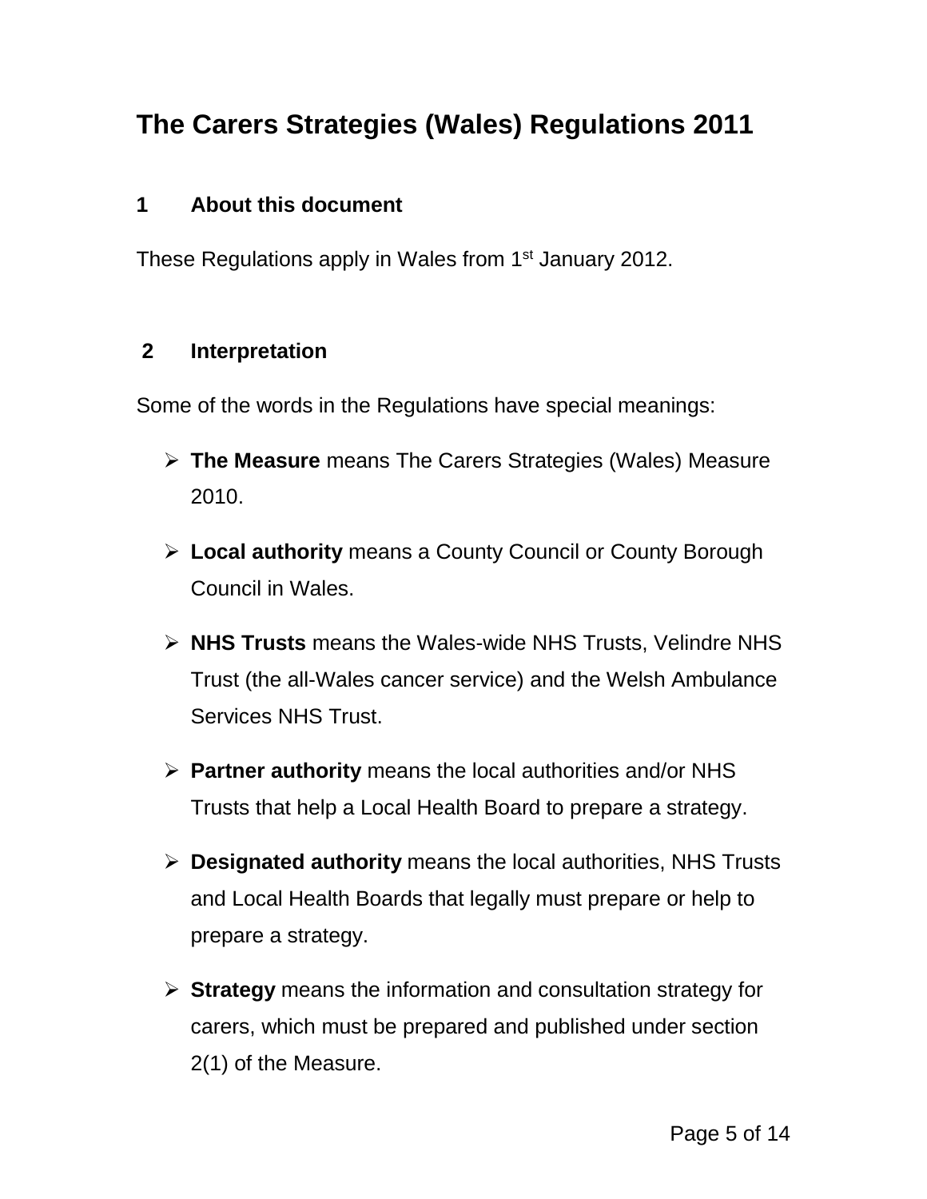# The Carers Strategies (Wales) Regulations 2011

## 1 About this document

These Regulations apply in Wales from 1st January 2012.

## 2 Interpretation

Some of the words in the Regulations have special meanings:

- **The Measure** means The Carers Strategies (Wales) Measure 2010.
- **Local authority** means a County Council or County Borough Council in Wales.
- **NHS Trusts** means the Wales-wide NHS Trusts, Velindre NHS Trust (the all-Wales cancer service) and the Welsh Ambulance Services NHS Trust.
- **Partner authority** means the local authorities and/or NHS Trusts that help a Local Health Board to prepare a strategy.
- **Designated authority** means the local authorities, NHS Trusts and Local Health Boards that legally must prepare or help to prepare a strategy.
- **Strategy** means the information and consultation strategy for carers, which must be prepared and published under section 2(1) of the Measure.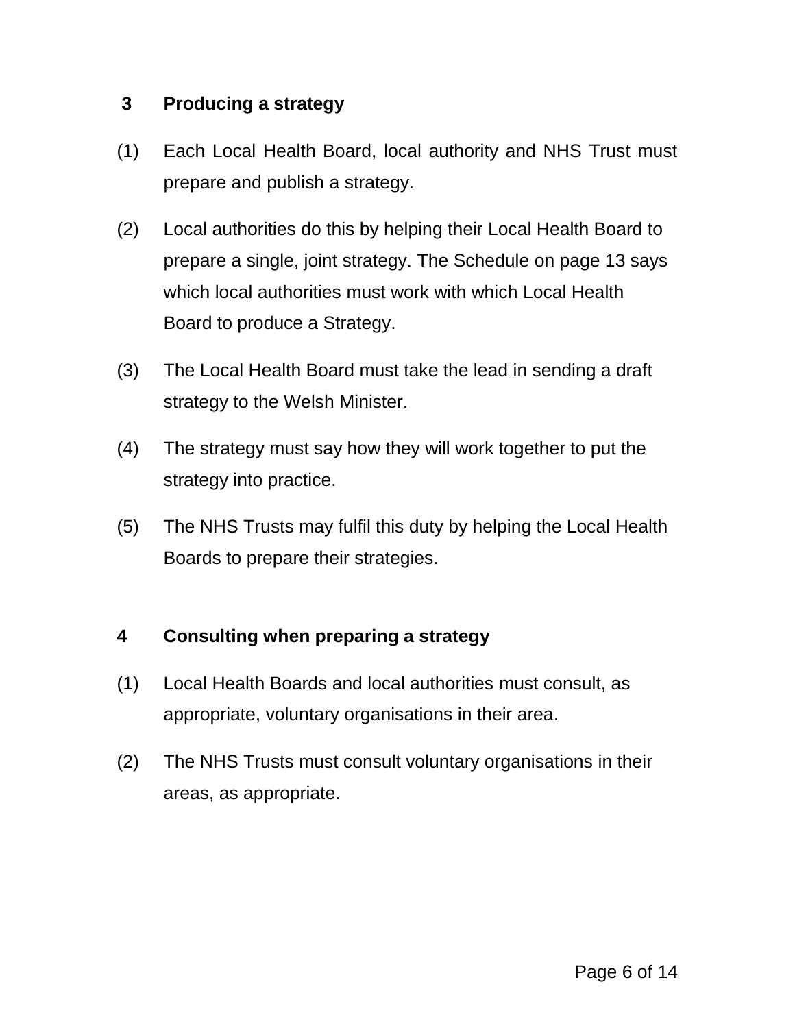## 3 Producing a strategy

(1) Each Local Health Board, local authority and NHS Trust must prepare and publish a strategy.

(2) Local authorities do this by helping their Local Health Board to prepare a single, joint strategy. The Schedule on page 13 says which local authorities must work with which Local Health Board to produce a Strategy.

(3) The Local Health Board must take the lead in sending a draft strategy to the Welsh Minister.

(4) The strategy must say how they will work together to put the strategy into practice.

(5) The NHS Trusts may fulfil this duty by helping the Local Health Boards to prepare their strategies.

## 4 Consulting when preparing a strategy

(1) Local Health Boards and local authorities must consult, as appropriate, voluntary organisations in their area.

(2) The NHS Trusts must consult voluntary organisations in their areas, as appropriate.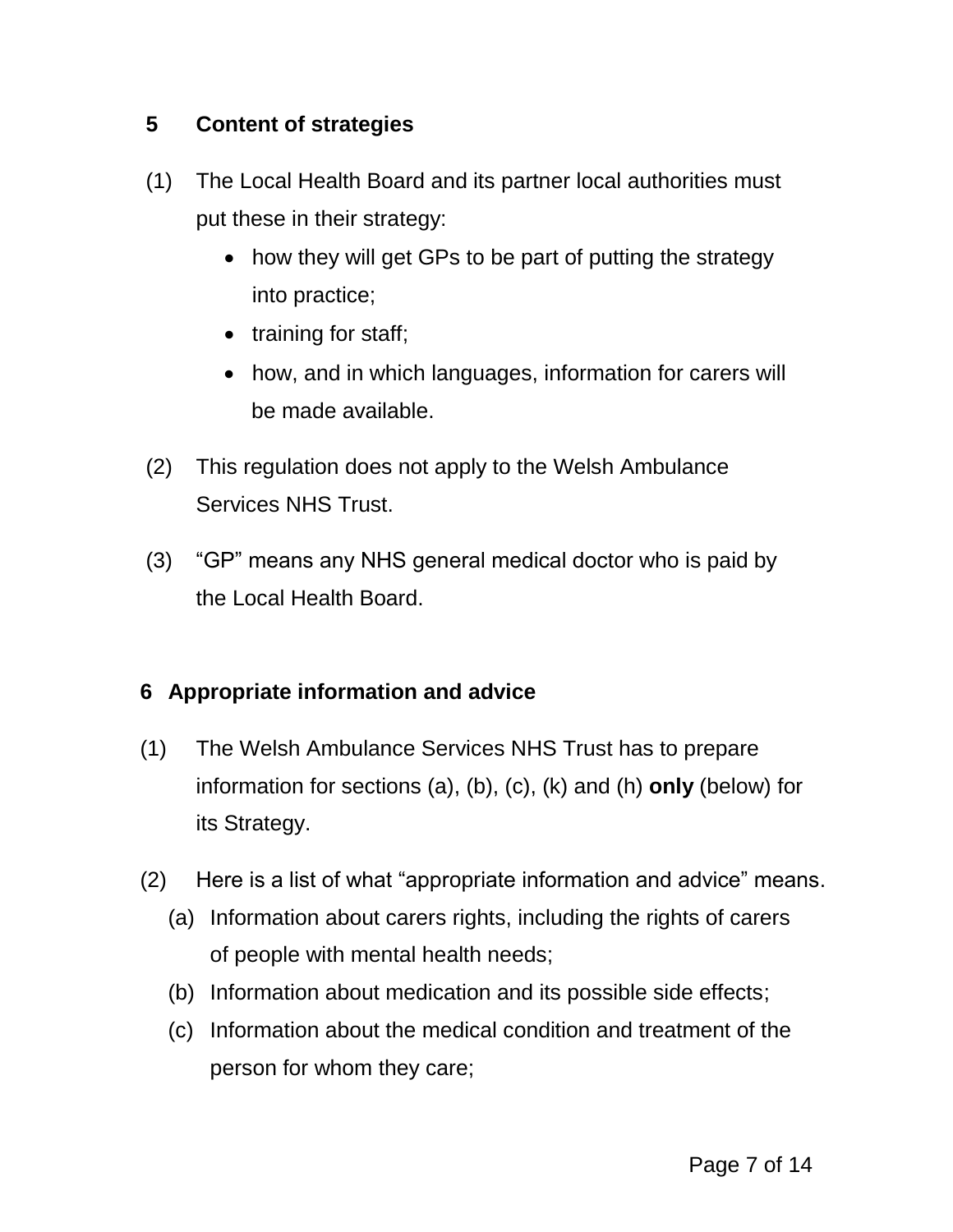## 5 Content of strategies

(1) The Local Health Board and its partner local authorities must put these in their strategy:

- how they will get GPs to be part of putting the strategy into practice;
- training for staff;
- how, and in which languages, information for carers will be made available.

(2) This regulation does not apply to the Welsh Ambulance Services NHS Trust.

(3) “GP” means any NHS general medical doctor who is paid by the Local Health Board.

## 6 Appropriate information and advice

(1) The Welsh Ambulance Services NHS Trust has to prepare information for sections (a), (b), (c), (k) and (h) **only** (below) for its Strategy.

(2) Here is a list of what “appropriate information and advice” means.

(a) Information about carers rights, including the rights of carers of people with mental health needs;

(b) Information about medication and its possible side effects;

(c) Information about the medical condition and treatment of the person for whom they care;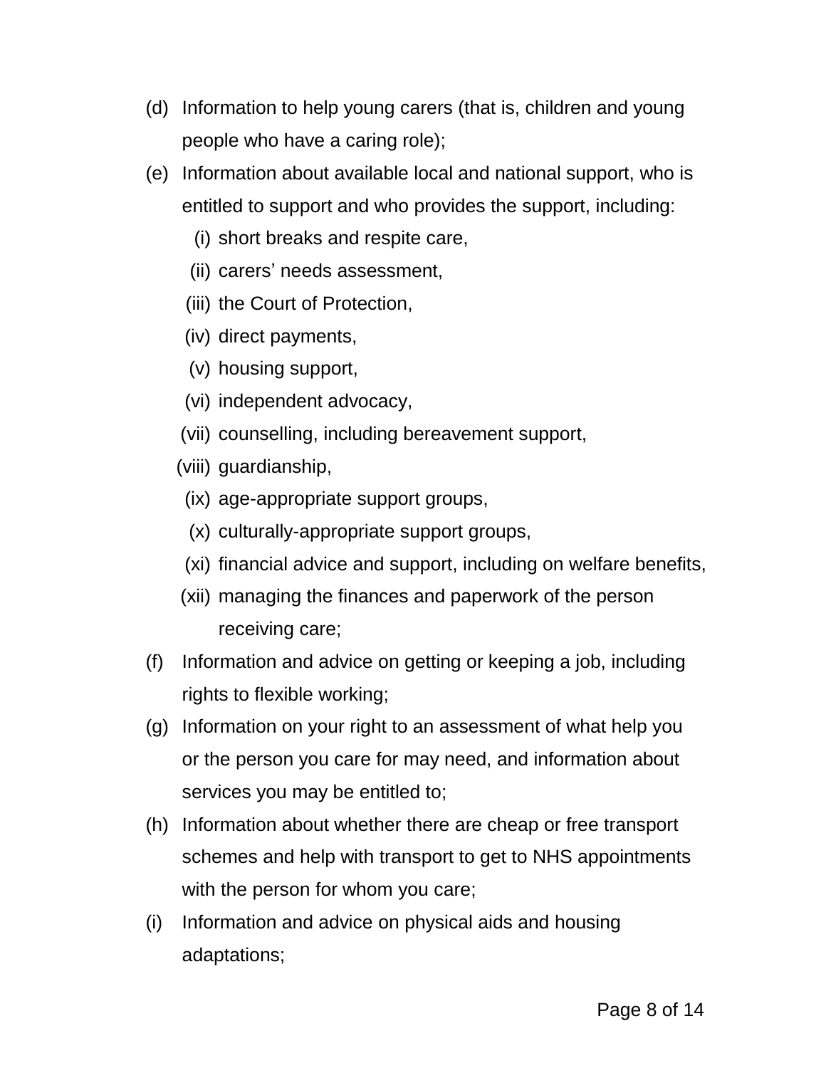(d) Information to help young carers (that is, children and young people who have a caring role);

(e) Information about available local and national support, who is entitled to support and who provides the support, including:

  (i) short breaks and respite care,

  (ii) carers’ needs assessment,

  (iii) the Court of Protection,

  (iv) direct payments,

  (v) housing support,

  (vi) independent advocacy,

  (vii) counselling, including bereavement support,

  (viii) guardianship,

  (ix) age-appropriate support groups,

  (x) culturally-appropriate support groups,

  (xi) financial advice and support, including on welfare benefits,

  (xii) managing the finances and paperwork of the person receiving care;

(f) Information and advice on getting or keeping a job, including rights to flexible working;

(g) Information on your right to an assessment of what help you or the person you care for may need, and information about services you may be entitled to;

(h) Information about whether there are cheap or free transport schemes and help with transport to get to NHS appointments with the person for whom you care;

(i) Information and advice on physical aids and housing adaptations;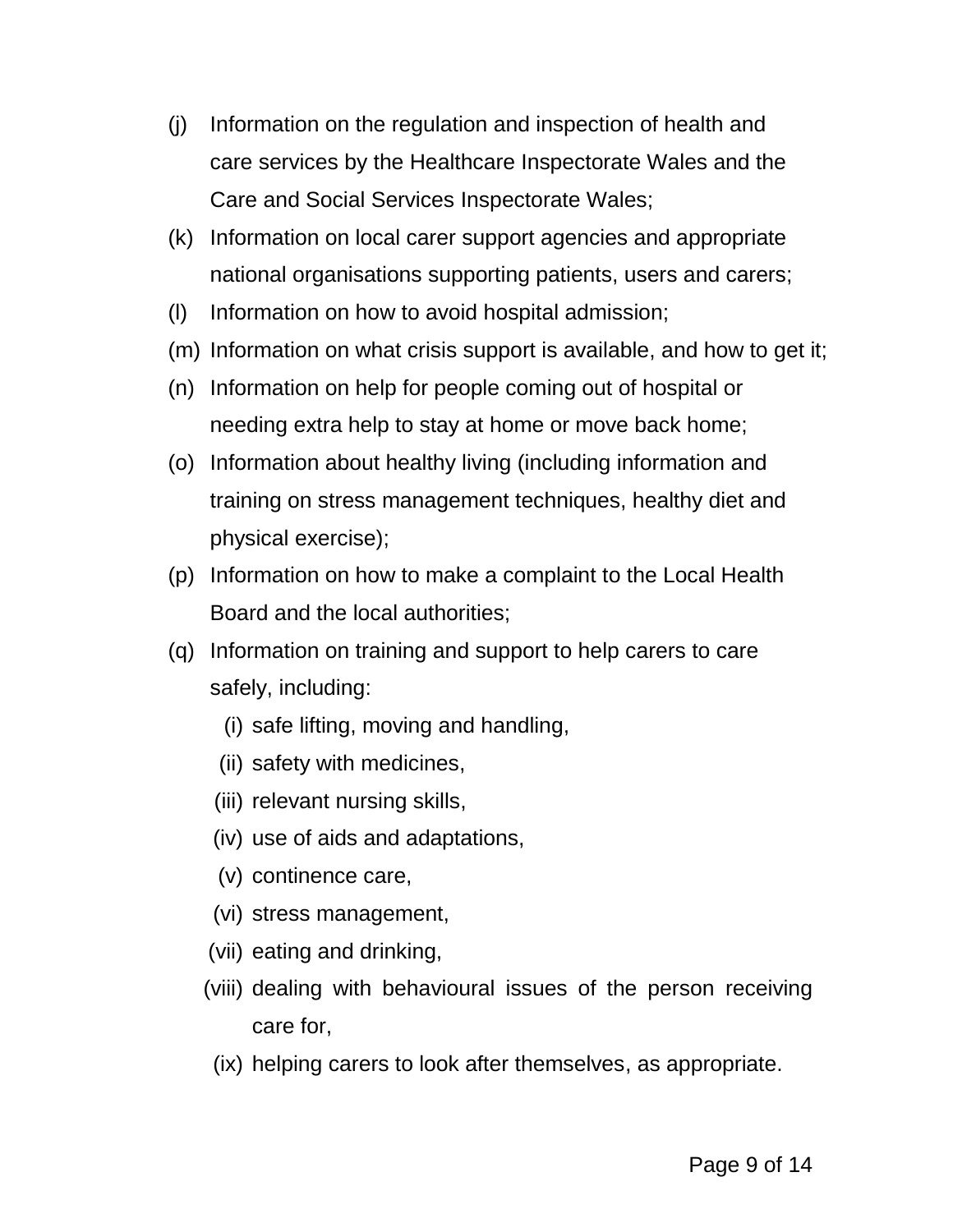(j) Information on the regulation and inspection of health and care services by the Healthcare Inspectorate Wales and the Care and Social Services Inspectorate Wales;

(k) Information on local carer support agencies and appropriate national organisations supporting patients, users and carers;

(l) Information on how to avoid hospital admission;

(m) Information on what crisis support is available, and how to get it;

(n) Information on help for people coming out of hospital or needing extra help to stay at home or move back home;

(o) Information about healthy living (including information and training on stress management techniques, healthy diet and physical exercise);

(p) Information on how to make a complaint to the Local Health Board and the local authorities;

(q) Information on training and support to help carers to care safely, including:

   (i) safe lifting, moving and handling,

   (ii) safety with medicines,

   (iii) relevant nursing skills,

   (iv) use of aids and adaptations,

   (v) continence care,

   (vi) stress management,

   (vii) eating and drinking,

   (viii) dealing with behavioural issues of the person receiving care for,

   (ix) helping carers to look after themselves, as appropriate.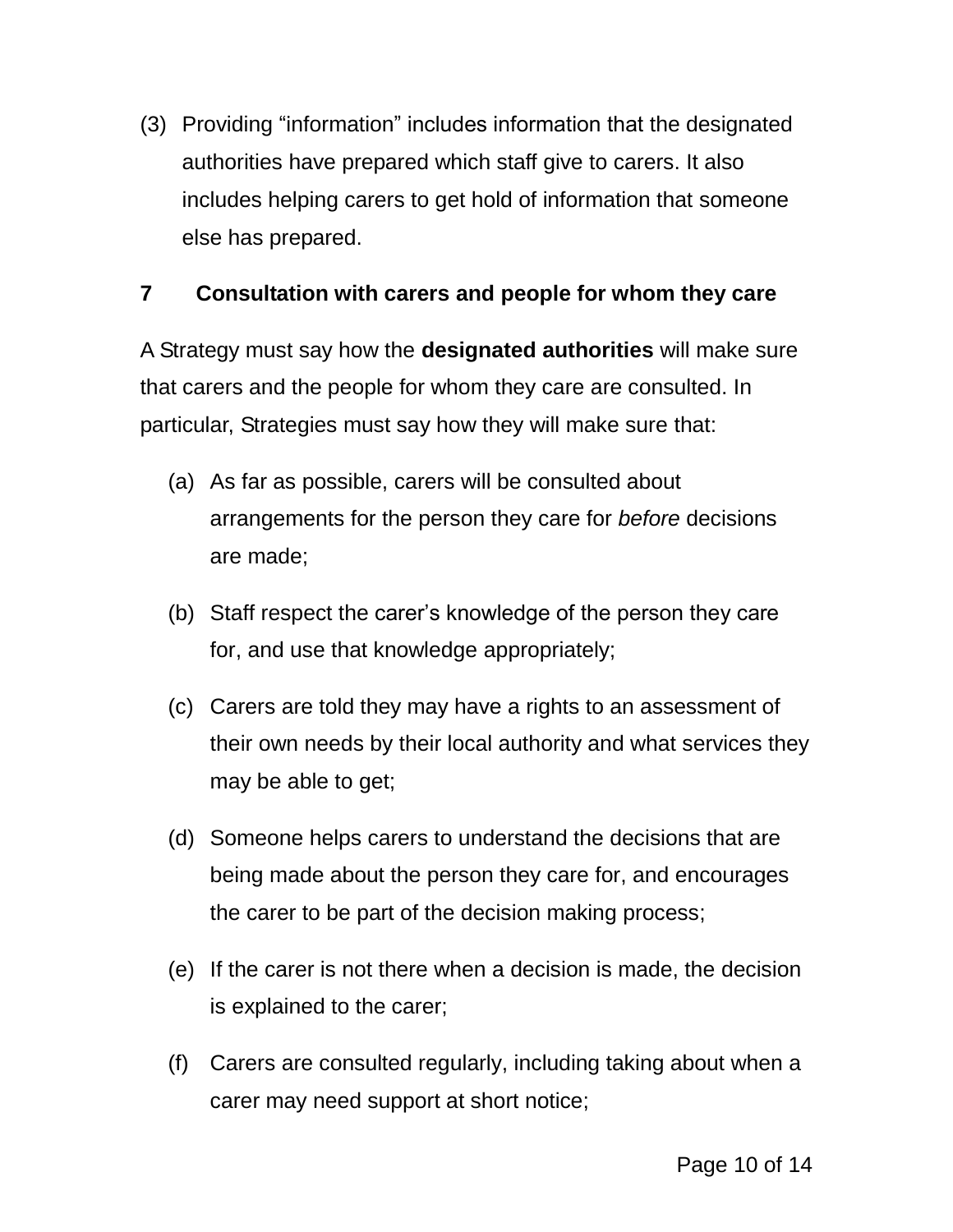(3) Providing “information” includes information that the designated authorities have prepared which staff give to carers. It also includes helping carers to get hold of information that someone else has prepared.

## 7 Consultation with carers and people for whom they care

A Strategy must say how the **designated authorities** will make sure that carers and the people for whom they care are consulted. In particular, Strategies must say how they will make sure that:

(a) As far as possible, carers will be consulted about arrangements for the person they care for *before* decisions are made;

(b) Staff respect the carer’s knowledge of the person they care for, and use that knowledge appropriately;

(c) Carers are told they may have a rights to an assessment of their own needs by their local authority and what services they may be able to get;

(d) Someone helps carers to understand the decisions that are being made about the person they care for, and encourages the carer to be part of the decision making process;

(e) If the carer is not there when a decision is made, the decision is explained to the carer;

(f) Carers are consulted regularly, including taking about when a carer may need support at short notice;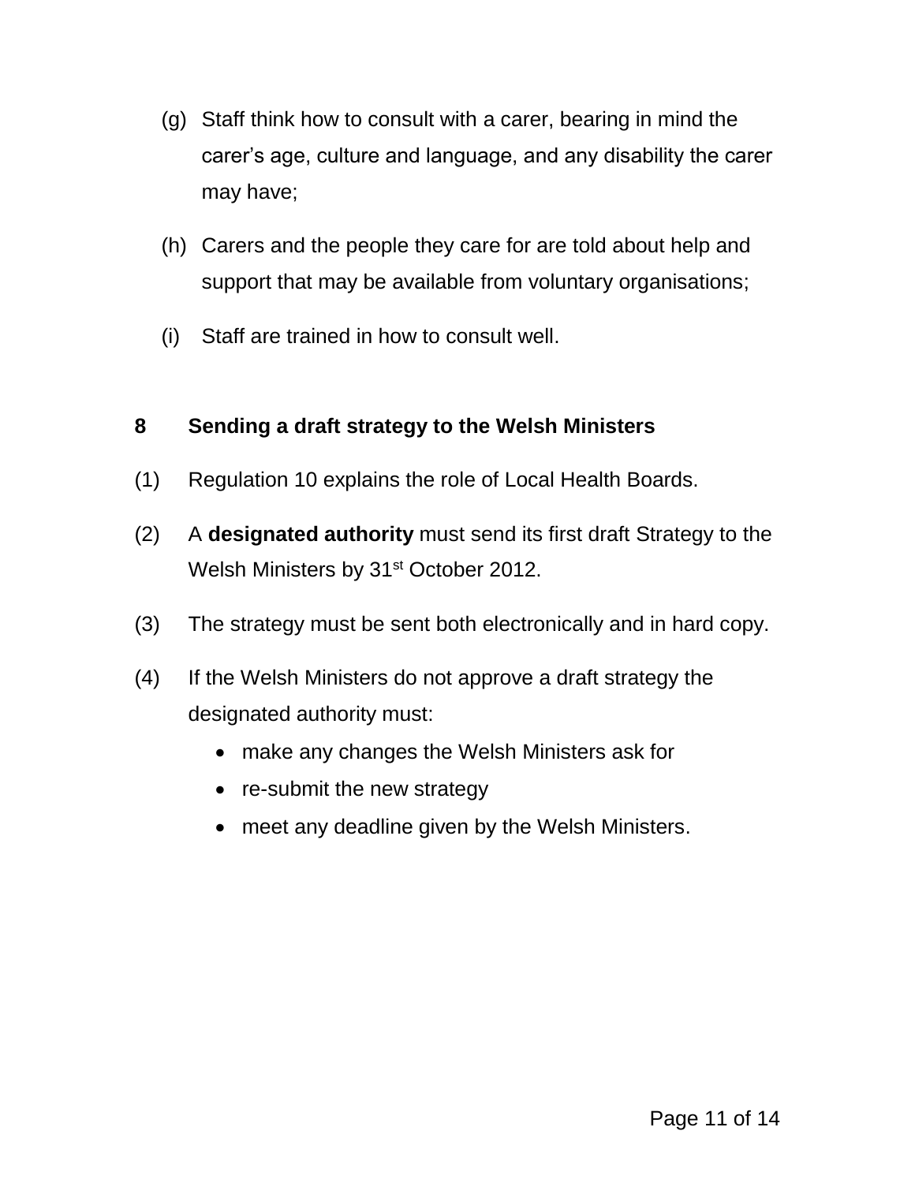(g) Staff think how to consult with a carer, bearing in mind the carer's age, culture and language, and any disability the carer may have;

(h) Carers and the people they care for are told about help and support that may be available from voluntary organisations;

(i) Staff are trained in how to consult well.

## 8 Sending a draft strategy to the Welsh Ministers

(1) Regulation 10 explains the role of Local Health Boards.

(2) A **designated authority** must send its first draft Strategy to the Welsh Ministers by 31st October 2012.

(3) The strategy must be sent both electronically and in hard copy.

(4) If the Welsh Ministers do not approve a draft strategy the designated authority must:

- make any changes the Welsh Ministers ask for
- re-submit the new strategy
- meet any deadline given by the Welsh Ministers.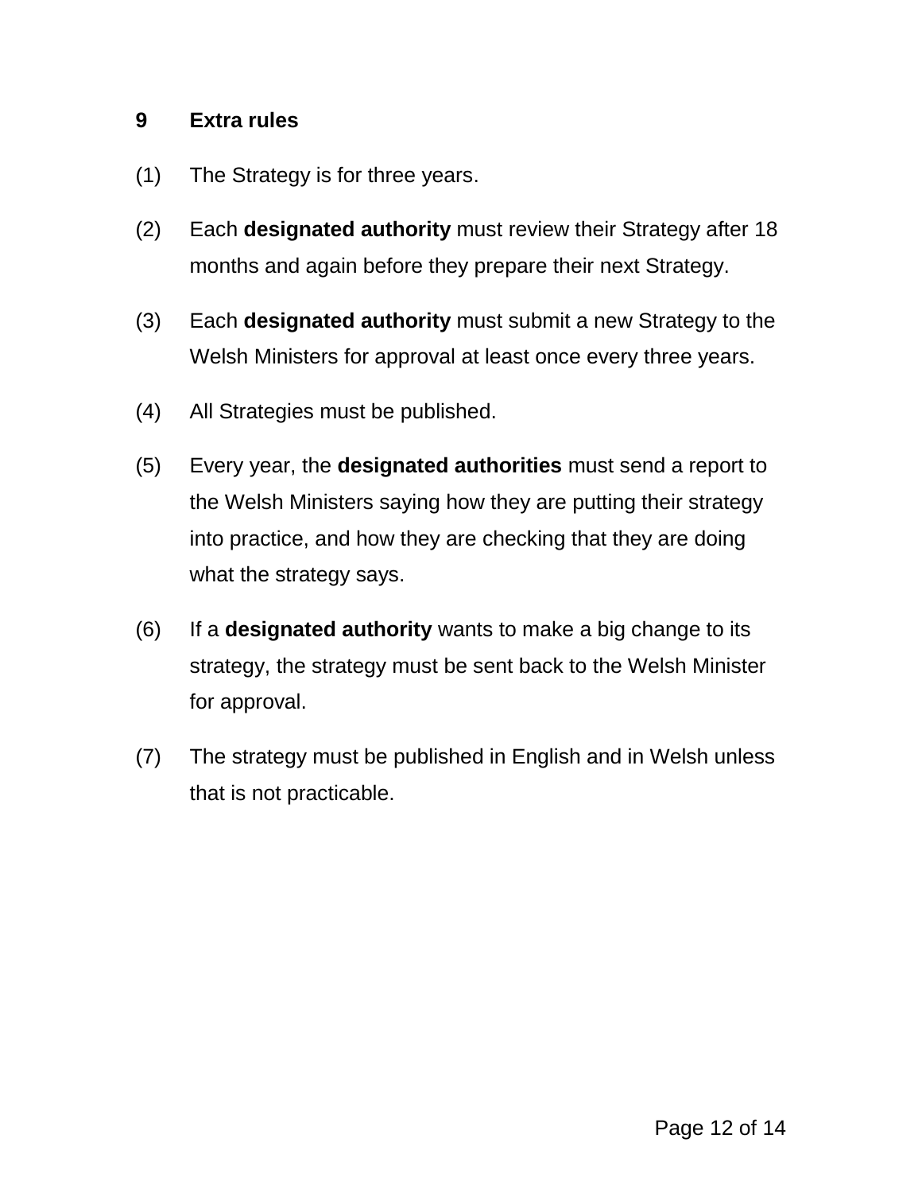## 9 Extra rules

(1) The Strategy is for three years.

(2) Each **designated authority** must review their Strategy after 18 months and again before they prepare their next Strategy.

(3) Each **designated authority** must submit a new Strategy to the Welsh Ministers for approval at least once every three years.

(4) All Strategies must be published.

(5) Every year, the **designated authorities** must send a report to the Welsh Ministers saying how they are putting their strategy into practice, and how they are checking that they are doing what the strategy says.

(6) If a **designated authority** wants to make a big change to its strategy, the strategy must be sent back to the Welsh Minister for approval.

(7) The strategy must be published in English and in Welsh unless that is not practicable.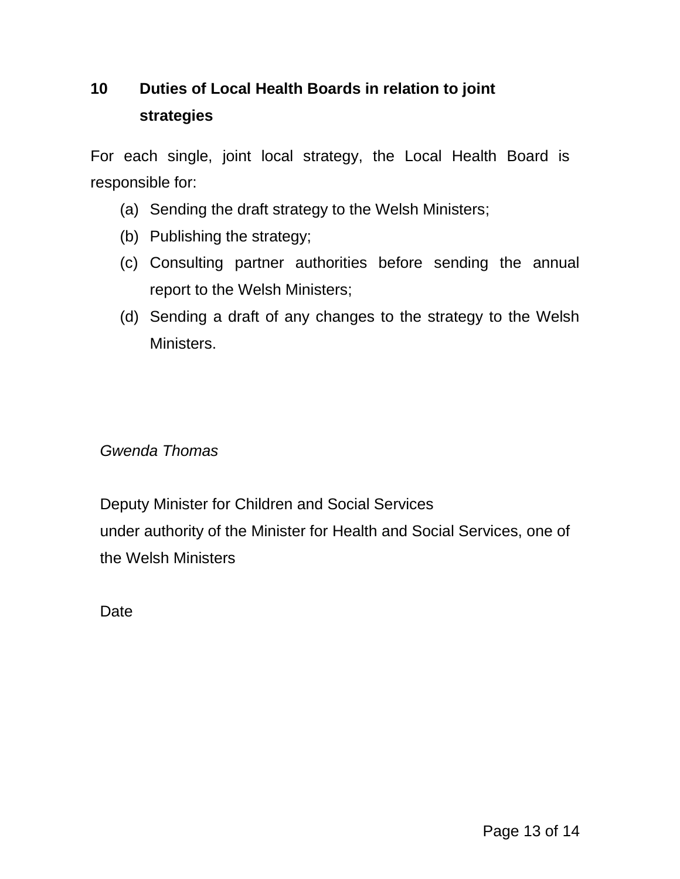## 10 Duties of Local Health Boards in relation to joint strategies

For each single, joint local strategy, the Local Health Board is responsible for:

(a) Sending the draft strategy to the Welsh Ministers;

(b) Publishing the strategy;

(c) Consulting partner authorities before sending the annual report to the Welsh Ministers;

(d) Sending a draft of any changes to the strategy to the Welsh Ministers.

*Gwenda Thomas*

Deputy Minister for Children and Social Services
under authority of the Minister for Health and Social Services, one of the Welsh Ministers

Date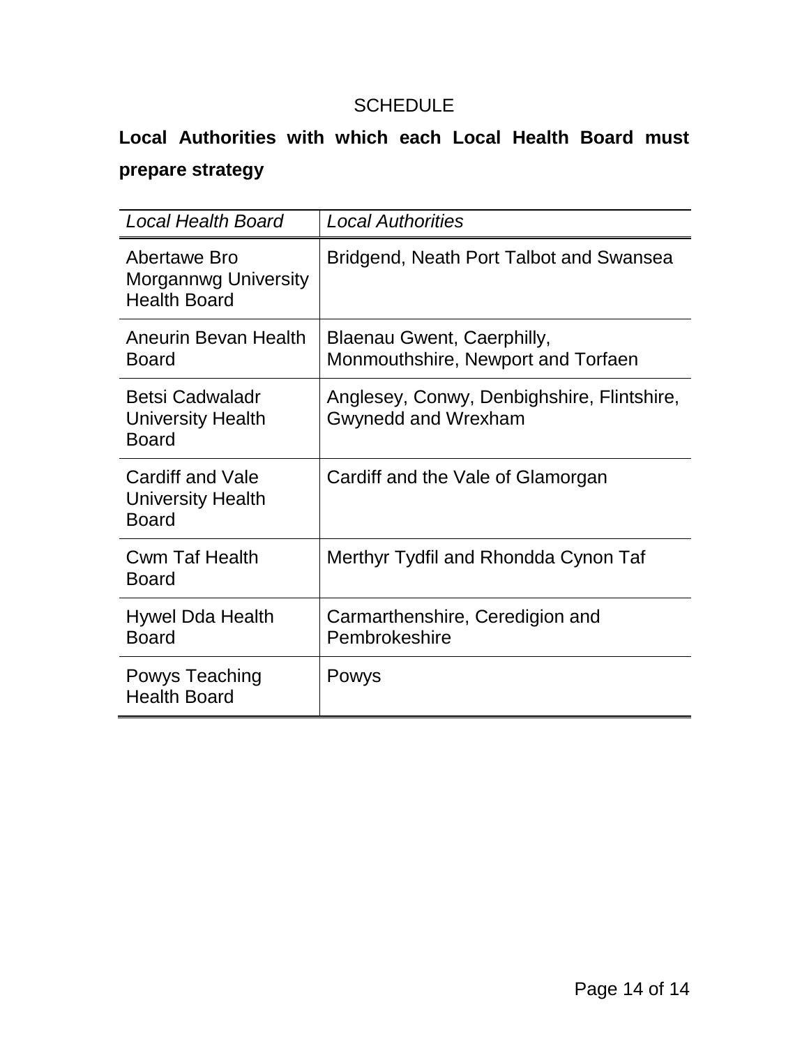SCHEDULE

**Local Authorities with which each Local Health Board must prepare strategy**

| *Local Health Board* | *Local Authorities* |
|---|---|
| Abertawe Bro Morgannwg University Health Board | Bridgend, Neath Port Talbot and Swansea |
| Aneurin Bevan Health Board | Blaenau Gwent, Caerphilly, Monmouthshire, Newport and Torfaen |
| Betsi Cadwaladr University Health Board | Anglesey, Conwy, Denbighshire, Flintshire, Gwynedd and Wrexham |
| Cardiff and Vale University Health Board | Cardiff and the Vale of Glamorgan |
| Cwm Taf Health Board | Merthyr Tydfil and Rhondda Cynon Taf |
| Hywel Dda Health Board | Carmarthenshire, Ceredigion and Pembrokeshire |
| Powys Teaching Health Board | Powys |